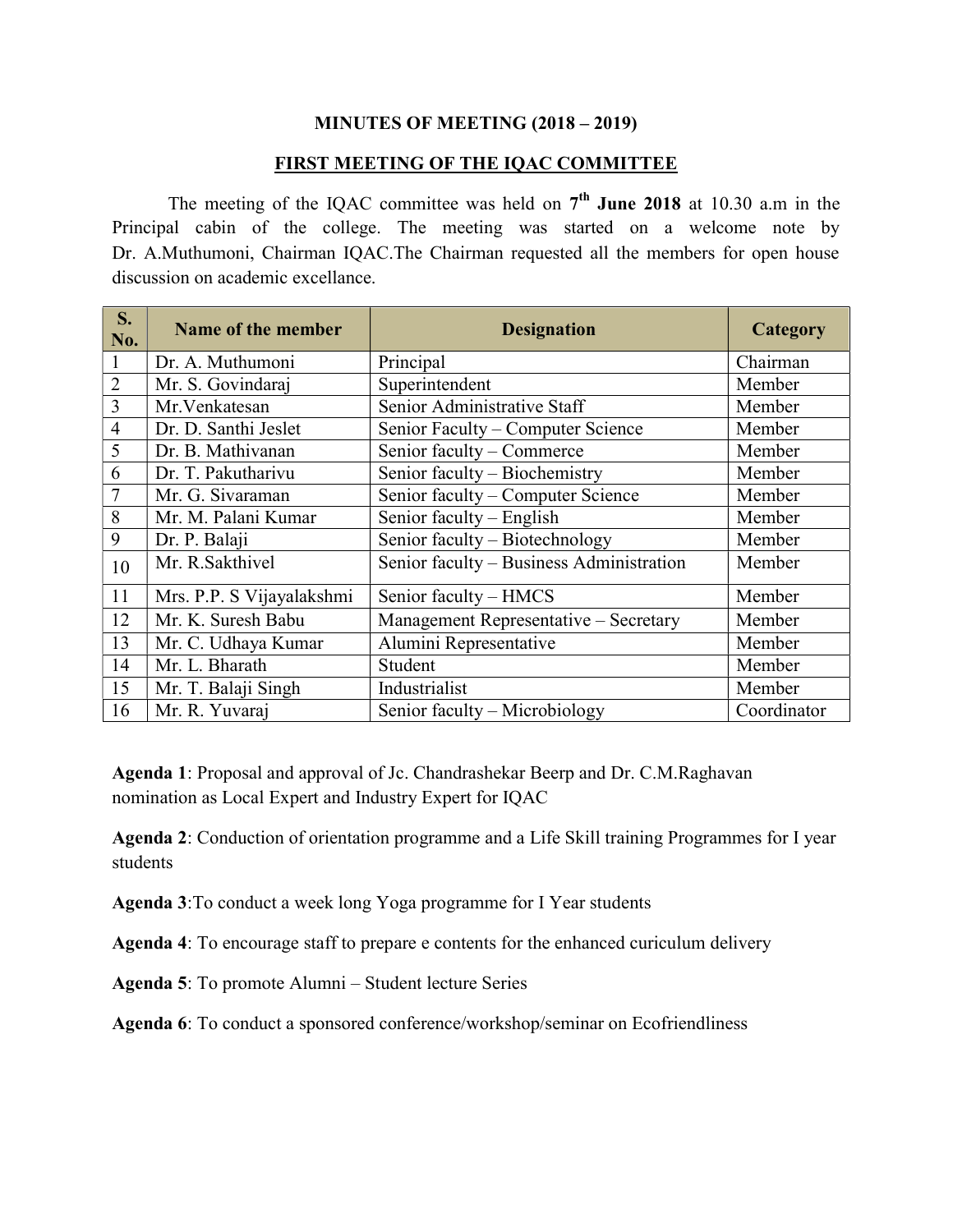## MINUTES OF MEETING (2018 – 2019)

## FIRST MEETING OF THE IQAC COMMITTEE

The meeting of the IQAC committee was held on **7th June 2018** at 10.30 a.m in the Principal cabin of the college. The meeting was started on a welcome note by Dr. A.Muthumoni, Chairman IQAC.The Chairman requested all the members for open house discussion on academic excellance.

| S. No. | Name of the member | Designation | Category |
|---|---|---|---|
| 1 | Dr. A. Muthumoni | Principal | Chairman |
| 2 | Mr. S. Govindaraj | Superintendent | Member |
| 3 | Mr.Venkatesan | Senior Administrative Staff | Member |
| 4 | Dr. D. Santhi Jeslet | Senior Faculty – Computer Science | Member |
| 5 | Dr. B. Mathivanan | Senior faculty – Commerce | Member |
| 6 | Dr. T. Pakutharivu | Senior faculty – Biochemistry | Member |
| 7 | Mr. G. Sivaraman | Senior faculty – Computer Science | Member |
| 8 | Mr. M. Palani Kumar | Senior faculty – English | Member |
| 9 | Dr. P. Balaji | Senior faculty – Biotechnology | Member |
| 10 | Mr. R.Sakthivel | Senior faculty – Business Administration | Member |
| 11 | Mrs. P.P. S Vijayalakshmi | Senior faculty – HMCS | Member |
| 12 | Mr. K. Suresh Babu | Management Representative – Secretary | Member |
| 13 | Mr. C. Udhaya Kumar | Alumini Representative | Member |
| 14 | Mr. L. Bharath | Student | Member |
| 15 | Mr. T. Balaji Singh | Industrialist | Member |
| 16 | Mr. R. Yuvaraj | Senior faculty – Microbiology | Coordinator |

**Agenda 1**: Proposal and approval of Jc. Chandrashekar Beerp and Dr. C.M.Raghavan nomination as Local Expert and Industry Expert for IQAC

**Agenda 2**: Conduction of orientation programme and a Life Skill training Programmes for I year students

**Agenda 3**:To conduct a week long Yoga programme for I Year students

**Agenda 4**: To encourage staff to prepare e contents for the enhanced curiculum delivery

**Agenda 5**: To promote Alumni – Student lecture Series

**Agenda 6**: To conduct a sponsored conference/workshop/seminar on Ecofriendliness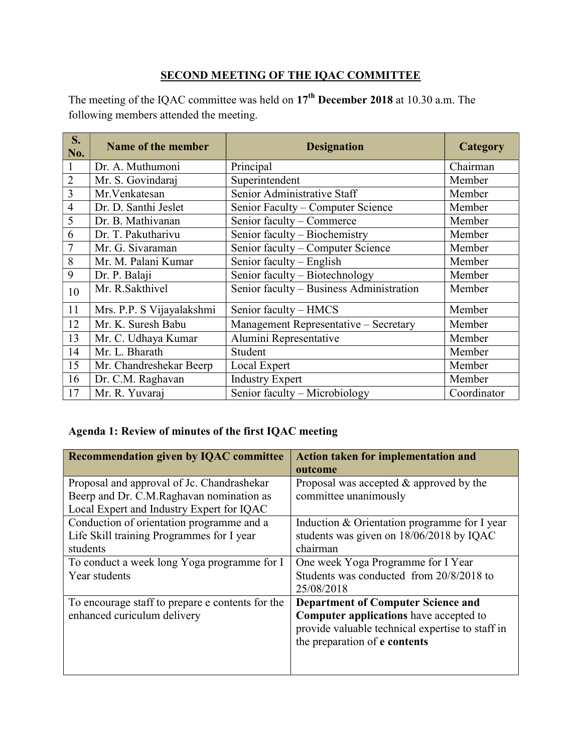## SECOND MEETING OF THE IQAC COMMITTEE

The meeting of the IQAC committee was held on **17th December 2018** at 10.30 a.m. The following members attended the meeting.

| S. No. | Name of the member | Designation | Category |
|---|---|---|---|
| 1 | Dr. A. Muthumoni | Principal | Chairman |
| 2 | Mr. S. Govindaraj | Superintendent | Member |
| 3 | Mr.Venkatesan | Senior Administrative Staff | Member |
| 4 | Dr. D. Santhi Jeslet | Senior Faculty – Computer Science | Member |
| 5 | Dr. B. Mathivanan | Senior faculty – Commerce | Member |
| 6 | Dr. T. Pakutharivu | Senior faculty – Biochemistry | Member |
| 7 | Mr. G. Sivaraman | Senior faculty – Computer Science | Member |
| 8 | Mr. M. Palani Kumar | Senior faculty – English | Member |
| 9 | Dr. P. Balaji | Senior faculty – Biotechnology | Member |
| 10 | Mr. R.Sakthivel | Senior faculty – Business Administration | Member |
| 11 | Mrs. P.P. S Vijayalakshmi | Senior faculty – HMCS | Member |
| 12 | Mr. K. Suresh Babu | Management Representative – Secretary | Member |
| 13 | Mr. C. Udhaya Kumar | Alumini Representative | Member |
| 14 | Mr. L. Bharath | Student | Member |
| 15 | Mr. Chandreshekar Beerp | Local Expert | Member |
| 16 | Dr. C.M. Raghavan | Industry Expert | Member |
| 17 | Mr. R. Yuvaraj | Senior faculty – Microbiology | Coordinator |

### Agenda 1: Review of minutes of the first IQAC meeting

| Recommendation given by IQAC committee | Action taken for implementation and outcome |
|---|---|
| Proposal and approval of Jc. Chandrashekar Beerp and Dr. C.M.Raghavan nomination as Local Expert and Industry Expert for IQAC | Proposal was accepted & approved by the committee unanimously |
| Conduction of orientation programme and a Life Skill training Programmes for I year students | Induction & Orientation programme for I year students was given on 18/06/2018 by IQAC chairman |
| To conduct a week long Yoga programme for I Year students | One week Yoga Programme for I Year Students was conducted from 20/8/2018 to 25/08/2018 |
| To encourage staff to prepare e contents for the enhanced curiculum delivery | **Department of Computer Science and Computer applications** have accepted to provide valuable technical expertise to staff in the preparation of **e contents** |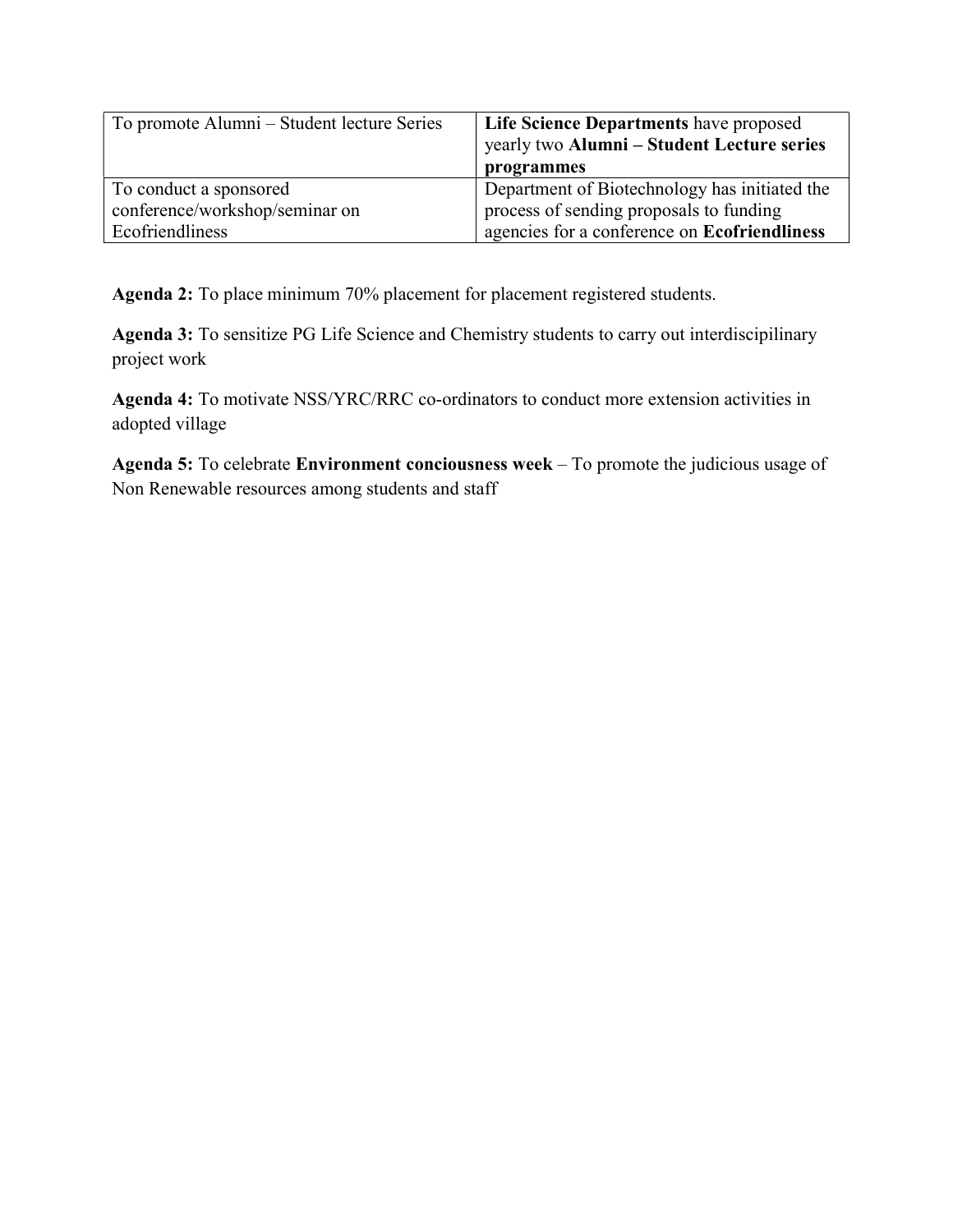| To promote Alumni – Student lecture Series | **Life Science Departments** have proposed yearly two **Alumni – Student Lecture series programmes** |
|---|---|
| To conduct a sponsored conference/workshop/seminar on Ecofriendliness | Department of Biotechnology has initiated the process of sending proposals to funding agencies for a conference on **Ecofriendliness** |

**Agenda 2:** To place minimum 70% placement for placement registered students.

**Agenda 3:** To sensitize PG Life Science and Chemistry students to carry out interdiscipilinary project work

**Agenda 4:** To motivate NSS/YRC/RRC co-ordinators to conduct more extension activities in adopted village

**Agenda 5:** To celebrate **Environment conciousness week** – To promote the judicious usage of Non Renewable resources among students and staff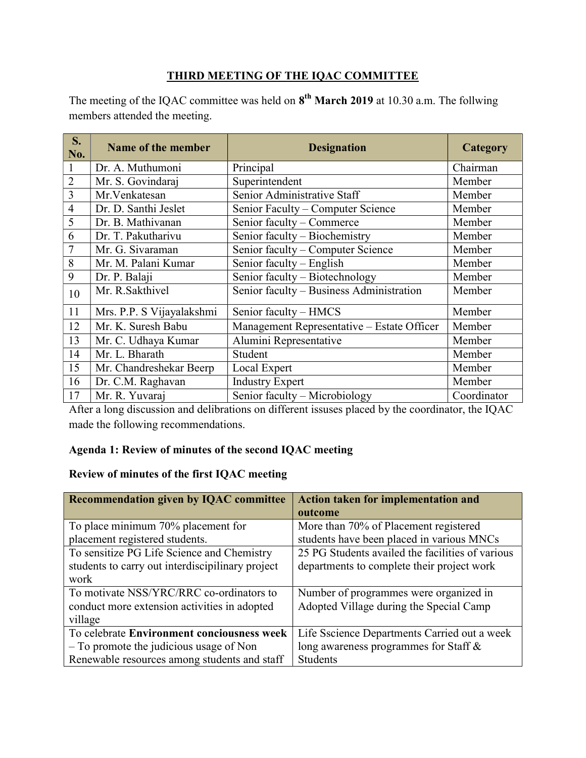## THIRD MEETING OF THE IQAC COMMITTEE

The meeting of the IQAC committee was held on **8th March 2019** at 10.30 a.m. The follwing members attended the meeting.

| S. No. | Name of the member | Designation | Category |
|---|---|---|---|
| 1 | Dr. A. Muthumoni | Principal | Chairman |
| 2 | Mr. S. Govindaraj | Superintendent | Member |
| 3 | Mr.Venkatesan | Senior Administrative Staff | Member |
| 4 | Dr. D. Santhi Jeslet | Senior Faculty – Computer Science | Member |
| 5 | Dr. B. Mathivanan | Senior faculty – Commerce | Member |
| 6 | Dr. T. Pakutharivu | Senior faculty – Biochemistry | Member |
| 7 | Mr. G. Sivaraman | Senior faculty – Computer Science | Member |
| 8 | Mr. M. Palani Kumar | Senior faculty – English | Member |
| 9 | Dr. P. Balaji | Senior faculty – Biotechnology | Member |
| 10 | Mr. R.Sakthivel | Senior faculty – Business Administration | Member |
| 11 | Mrs. P.P. S Vijayalakshmi | Senior faculty – HMCS | Member |
| 12 | Mr. K. Suresh Babu | Management Representative – Estate Officer | Member |
| 13 | Mr. C. Udhaya Kumar | Alumini Representative | Member |
| 14 | Mr. L. Bharath | Student | Member |
| 15 | Mr. Chandreshekar Beerp | Local Expert | Member |
| 16 | Dr. C.M. Raghavan | Industry Expert | Member |
| 17 | Mr. R. Yuvaraj | Senior faculty – Microbiology | Coordinator |

After a long discussion and delibrations on different issuses placed by the coordinator, the IQAC made the following recommendations.

**Agenda 1: Review of minutes of the second IQAC meeting**

**Review of minutes of the first IQAC meeting**

| Recommendation given by IQAC committee | Action taken for implementation and outcome |
|---|---|
| To place minimum 70% placement for placement registered students. | More than 70% of Placement registered students have been placed in various MNCs |
| To sensitize PG Life Science and Chemistry students to carry out interdiscipilinary project work | 25 PG Students availed the facilities of various departments to complete their project work |
| To motivate NSS/YRC/RRC co-ordinators to conduct more extension activities in adopted village | Number of programmes were organized in Adopted Village during the Special Camp |
| To celebrate **Environment conciousness week** – To promote the judicious usage of Non Renewable resources among students and staff | Life Sscience Departments Carried out a week long awareness programmes for Staff & Students |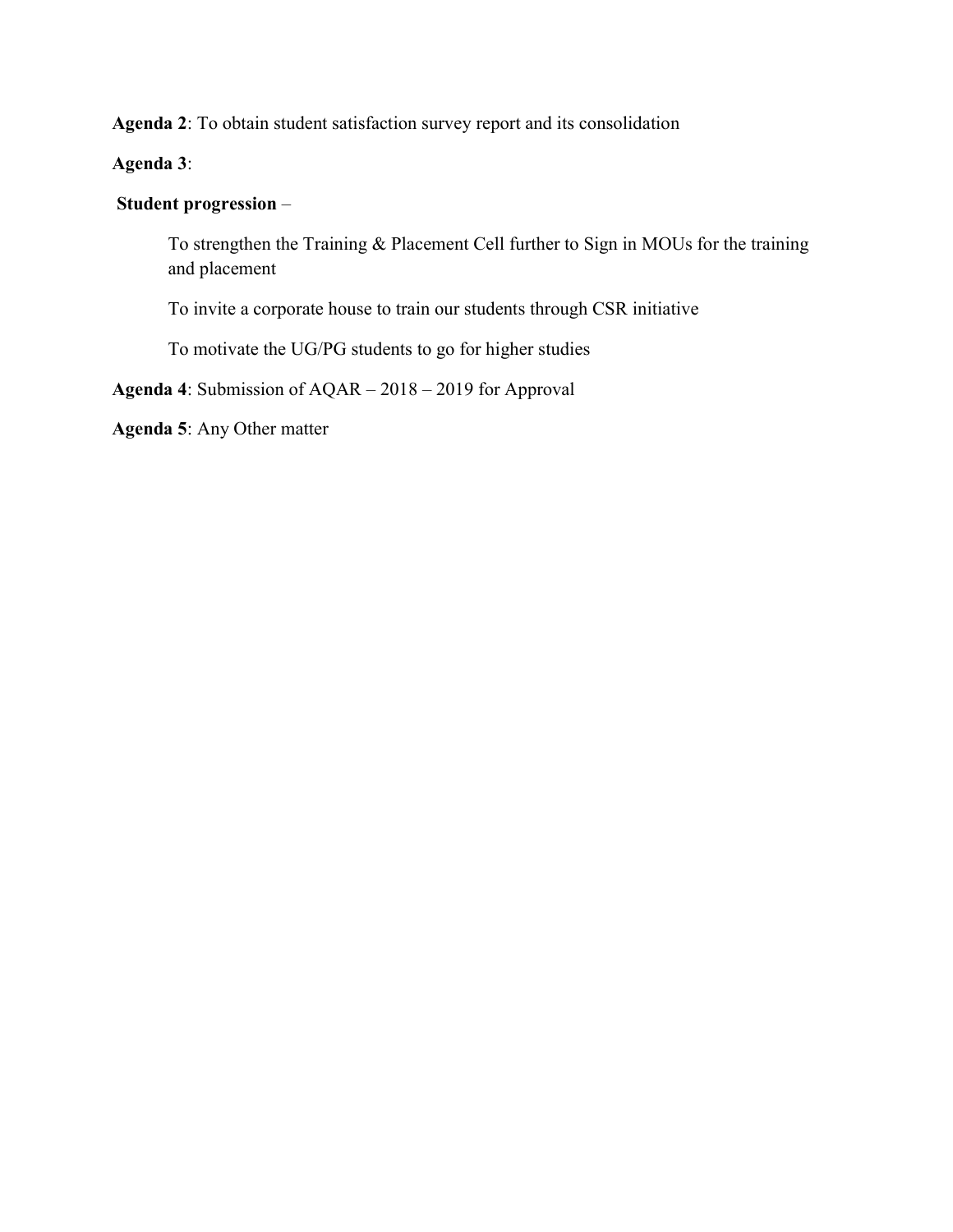**Agenda 2**: To obtain student satisfaction survey report and its consolidation

**Agenda 3**:

**Student progression** –

To strengthen the Training & Placement Cell further to Sign in MOUs for the training and placement

To invite a corporate house to train our students through CSR initiative

To motivate the UG/PG students to go for higher studies

**Agenda 4**: Submission of AQAR – 2018 – 2019 for Approval

**Agenda 5**: Any Other matter